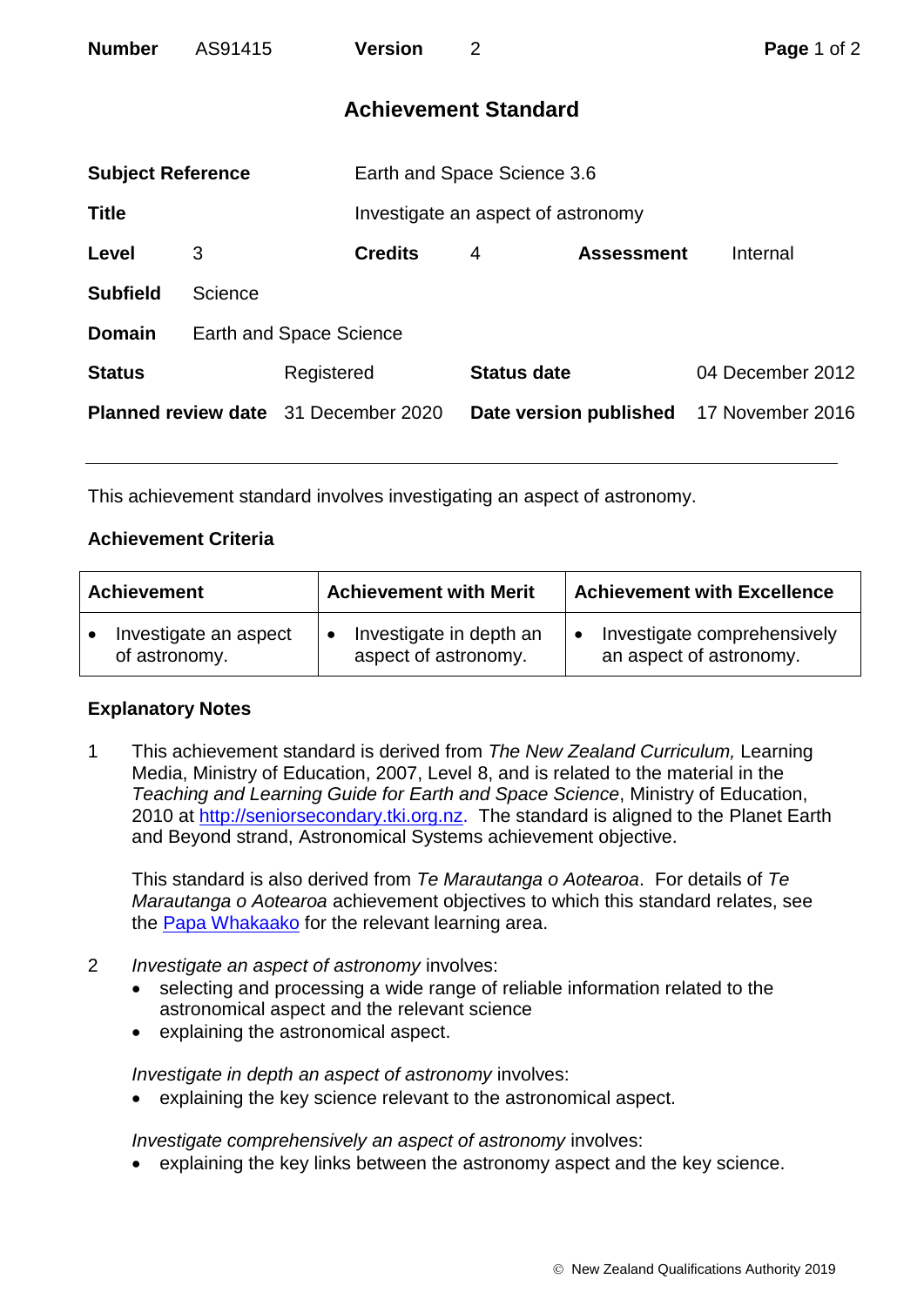| **Number** | AS91415 | **Version** | 2 |
|---|---|---|---|

# Achievement Standard

| | | | |
|---|---|---|---|
| **Subject Reference** | Earth and Space Science 3.6 | | |
| **Title** | Investigate an aspect of astronomy | | |
| **Level** | 3 | **Credits** | 4 |
| **Assessment** | Internal | | |
| **Subfield** | Science | | |
| **Domain** | Earth and Space Science | | |
| **Status** | Registered | **Status date** | 04 December 2012 |
| **Planned review date** | 31 December 2020 | **Date version published** | 17 November 2016 |

This achievement standard involves investigating an aspect of astronomy.

## Achievement Criteria

| Achievement | Achievement with Merit | Achievement with Excellence |
|---|---|---|
| • Investigate an aspect of astronomy. | • Investigate in depth an aspect of astronomy. | • Investigate comprehensively an aspect of astronomy. |

## Explanatory Notes

1 This achievement standard is derived from *The New Zealand Curriculum,* Learning Media, Ministry of Education, 2007, Level 8, and is related to the material in the *Teaching and Learning Guide for Earth and Space Science*, Ministry of Education, 2010 at http://seniorsecondary.tki.org.nz. The standard is aligned to the Planet Earth and Beyond strand, Astronomical Systems achievement objective.

This standard is also derived from *Te Marautanga o Aotearoa*. For details of *Te Marautanga o Aotearoa* achievement objectives to which this standard relates, see the Papa Whakaako for the relevant learning area.

2 *Investigate an aspect of astronomy* involves:

- selecting and processing a wide range of reliable information related to the astronomical aspect and the relevant science
- explaining the astronomical aspect.

*Investigate in depth an aspect of astronomy* involves:

- explaining the key science relevant to the astronomical aspect.

*Investigate comprehensively an aspect of astronomy* involves:

- explaining the key links between the astronomy aspect and the key science.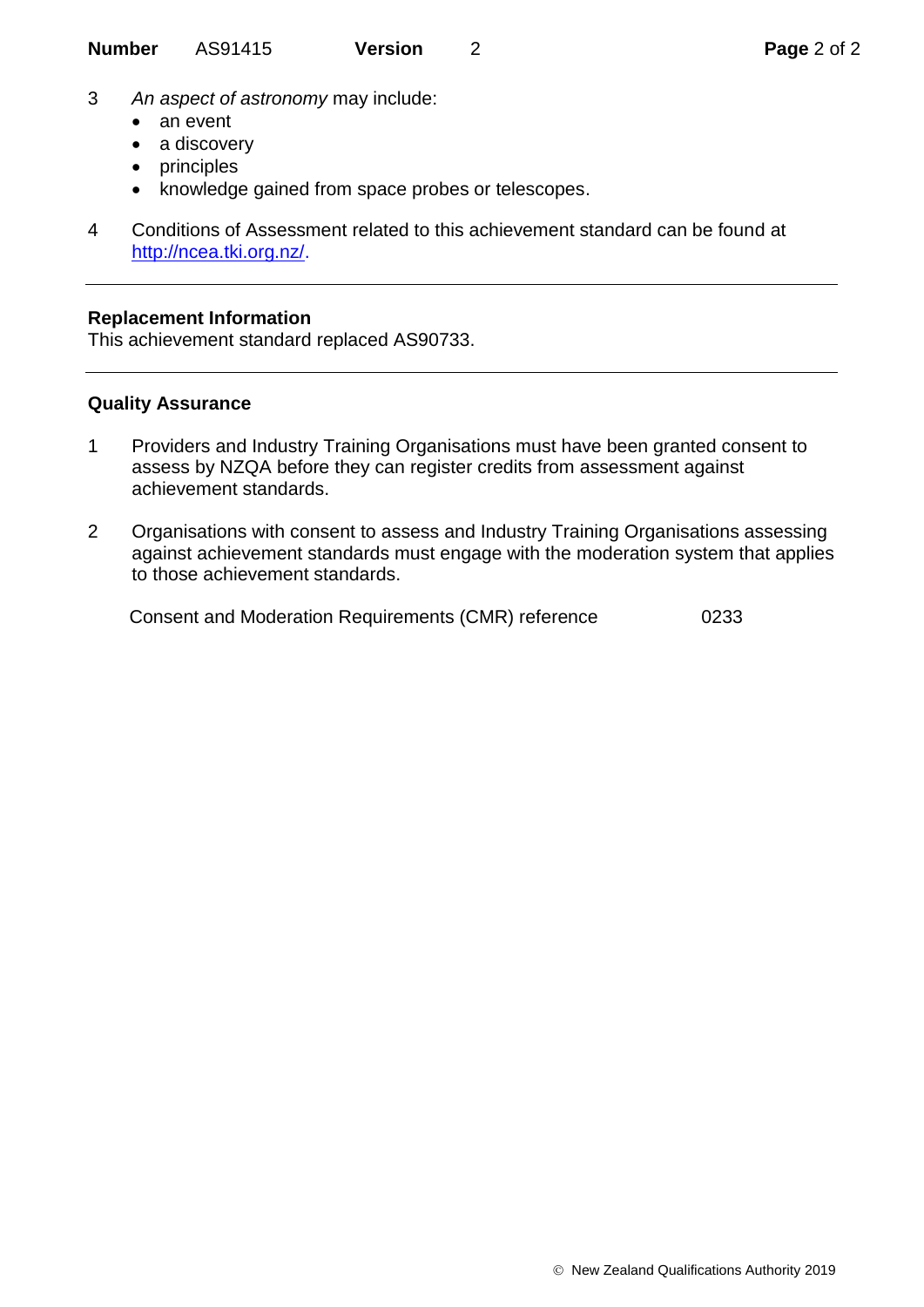3 *An aspect of astronomy* may include:
- an event
- a discovery
- principles
- knowledge gained from space probes or telescopes.

4 Conditions of Assessment related to this achievement standard can be found at http://ncea.tki.org.nz/.

---

**Replacement Information**

This achievement standard replaced AS90733.

---

**Quality Assurance**

1 Providers and Industry Training Organisations must have been granted consent to assess by NZQA before they can register credits from assessment against achievement standards.

2 Organisations with consent to assess and Industry Training Organisations assessing against achievement standards must engage with the moderation system that applies to those achievement standards.

Consent and Moderation Requirements (CMR) reference 0233

© New Zealand Qualifications Authority 2019